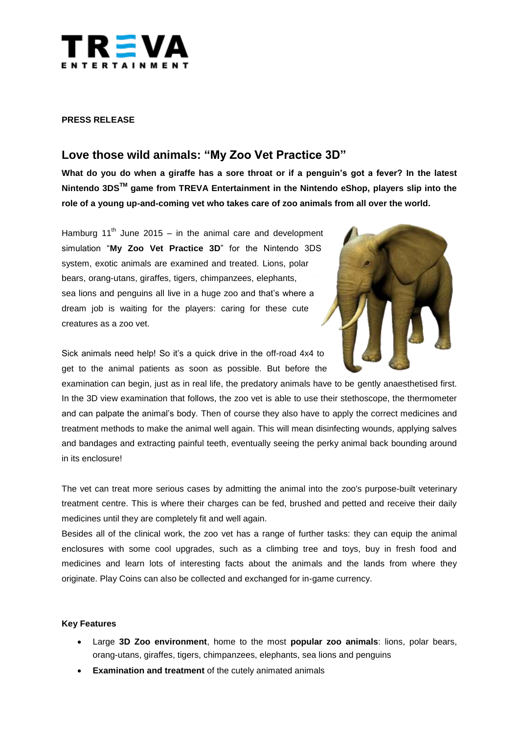**TREVA ENTERTAINMENT**

**PRESS RELEASE**

## Love those wild animals: "My Zoo Vet Practice 3D"

**What do you do when a giraffe has a sore throat or if a penguin's got a fever? In the latest Nintendo 3DS™ game from TREVA Entertainment in the Nintendo eShop, players slip into the role of a young up-and-coming vet who takes care of zoo animals from all over the world.**

Hamburg 11th June 2015 – in the animal care and development simulation "**My Zoo Vet Practice 3D**" for the Nintendo 3DS system, exotic animals are examined and treated. Lions, polar bears, orang-utans, giraffes, tigers, chimpanzees, elephants, sea lions and penguins all live in a huge zoo and that's where a dream job is waiting for the players: caring for these cute creatures as a zoo vet.

Sick animals need help! So it's a quick drive in the off-road 4x4 to get to the animal patients as soon as possible. But before the examination can begin, just as in real life, the predatory animals have to be gently anaesthetised first. In the 3D view examination that follows, the zoo vet is able to use their stethoscope, the thermometer and can palpate the animal's body. Then of course they also have to apply the correct medicines and treatment methods to make the animal well again. This will mean disinfecting wounds, applying salves and bandages and extracting painful teeth, eventually seeing the perky animal back bounding around in its enclosure!

The vet can treat more serious cases by admitting the animal into the zoo's purpose-built veterinary treatment centre. This is where their charges can be fed, brushed and petted and receive their daily medicines until they are completely fit and well again.

Besides all of the clinical work, the zoo vet has a range of further tasks: they can equip the animal enclosures with some cool upgrades, such as a climbing tree and toys, buy in fresh food and medicines and learn lots of interesting facts about the animals and the lands from where they originate. Play Coins can also be collected and exchanged for in-game currency.

**Key Features**

- Large **3D Zoo environment**, home to the most **popular zoo animals**: lions, polar bears, orang-utans, giraffes, tigers, chimpanzees, elephants, sea lions and penguins
- **Examination and treatment** of the cutely animated animals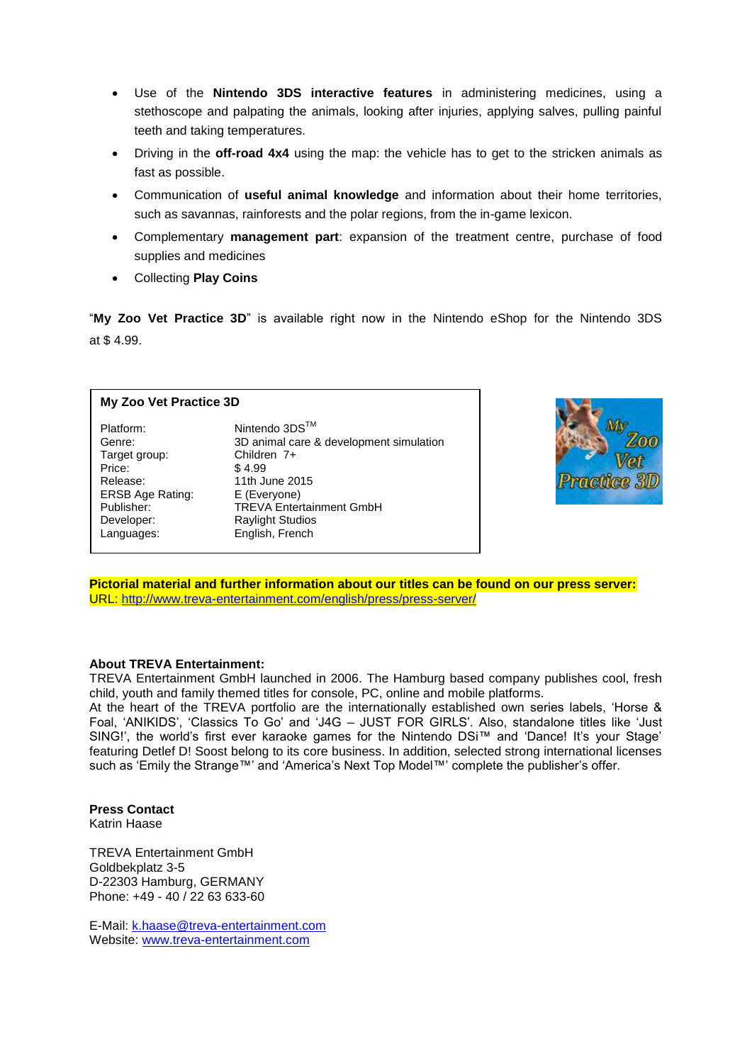- Use of the **Nintendo 3DS interactive features** in administering medicines, using a stethoscope and palpating the animals, looking after injuries, applying salves, pulling painful teeth and taking temperatures.
- Driving in the **off-road 4x4** using the map: the vehicle has to get to the stricken animals as fast as possible.
- Communication of **useful animal knowledge** and information about their home territories, such as savannas, rainforests and the polar regions, from the in-game lexicon.
- Complementary **management part**: expansion of the treatment centre, purchase of food supplies and medicines
- Collecting **Play Coins**

"**My Zoo Vet Practice 3D**" is available right now in the Nintendo eShop for the Nintendo 3DS at $ 4.99.

**My Zoo Vet Practice 3D**

| | |
|---|---|
| Platform: | Nintendo 3DS™ |
| Genre: | 3D animal care & development simulation |
| Target group: | Children 7+ |
| Price: | $ 4.99 |
| Release: | 11th June 2015 |
| ERSB Age Rating: | E (Everyone) |
| Publisher: | TREVA Entertainment GmbH |
| Developer: | Raylight Studios |
| Languages: | English, French |

**Pictorial material and further information about our titles can be found on our press server:**
URL: http://www.treva-entertainment.com/english/press/press-server/

**About TREVA Entertainment:**
TREVA Entertainment GmbH launched in 2006. The Hamburg based company publishes cool, fresh child, youth and family themed titles for console, PC, online and mobile platforms.
At the heart of the TREVA portfolio are the internationally established own series labels, 'Horse & Foal, 'ANIKIDS', 'Classics To Go' and 'J4G – JUST FOR GIRLS'. Also, standalone titles like 'Just SING!', the world's first ever karaoke games for the Nintendo DSi™ and 'Dance! It's your Stage' featuring Detlef D! Soost belong to its core business. In addition, selected strong international licenses such as 'Emily the Strange™' and 'America's Next Top Model™' complete the publisher's offer.

**Press Contact**
Katrin Haase

TREVA Entertainment GmbH
Goldbekplatz 3-5
D-22303 Hamburg, GERMANY
Phone: +49 - 40 / 22 63 633-60

E-Mail: k.haase@treva-entertainment.com
Website: www.treva-entertainment.com